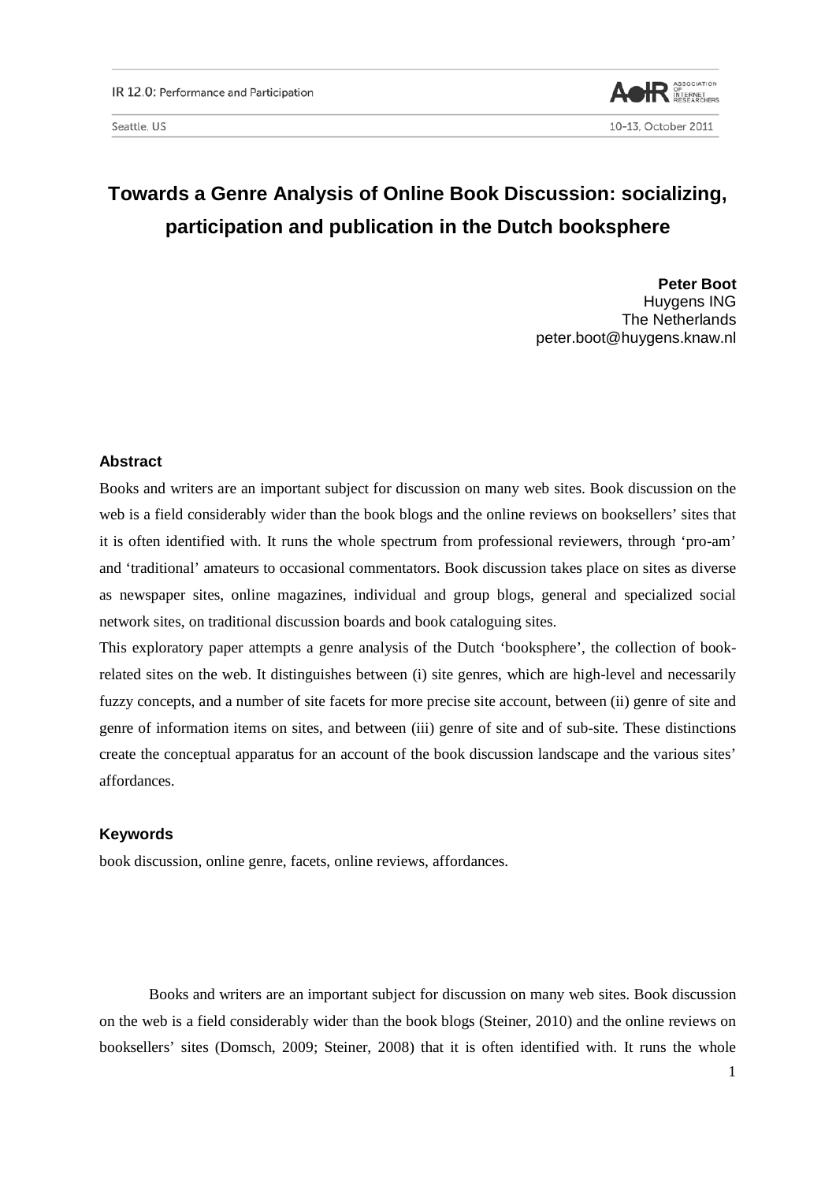# Towards a Genre Analysis of Online Book Discussion: socializing, participation and publication in the Dutch booksphere

**Peter Boot**
Huygens ING
The Netherlands
peter.boot@huygens.knaw.nl

### Abstract

Books and writers are an important subject for discussion on many web sites. Book discussion on the web is a field considerably wider than the book blogs and the online reviews on booksellers' sites that it is often identified with. It runs the whole spectrum from professional reviewers, through 'pro-am' and 'traditional' amateurs to occasional commentators. Book discussion takes place on sites as diverse as newspaper sites, online magazines, individual and group blogs, general and specialized social network sites, on traditional discussion boards and book cataloguing sites.

This exploratory paper attempts a genre analysis of the Dutch 'booksphere', the collection of book-related sites on the web. It distinguishes between (i) site genres, which are high-level and necessarily fuzzy concepts, and a number of site facets for more precise site account, between (ii) genre of site and genre of information items on sites, and between (iii) genre of site and of sub-site. These distinctions create the conceptual apparatus for an account of the book discussion landscape and the various sites' affordances.

### Keywords

book discussion, online genre, facets, online reviews, affordances.

Books and writers are an important subject for discussion on many web sites. Book discussion on the web is a field considerably wider than the book blogs (Steiner, 2010) and the online reviews on booksellers' sites (Domsch, 2009; Steiner, 2008) that it is often identified with. It runs the whole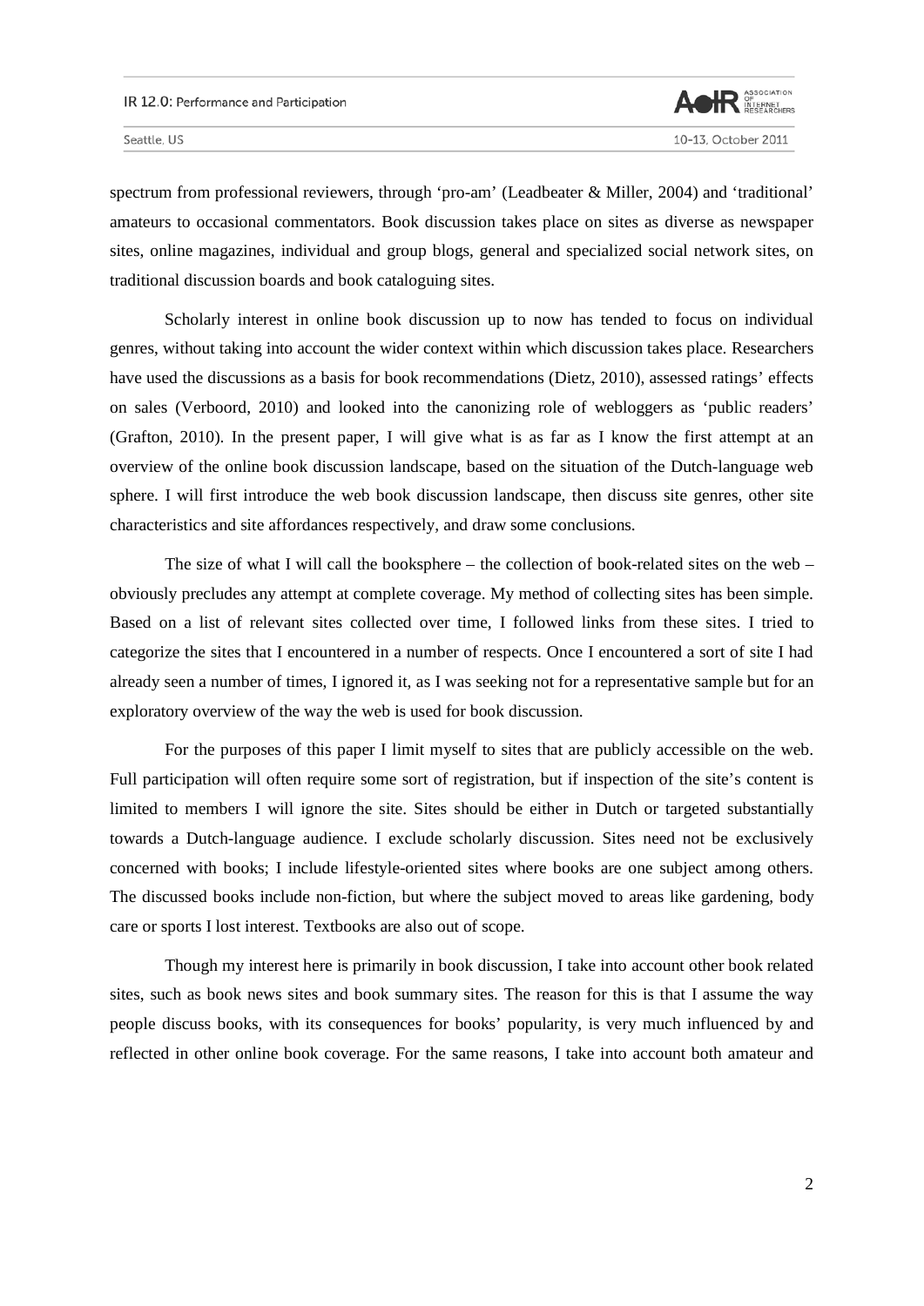spectrum from professional reviewers, through 'pro-am' (Leadbeater & Miller, 2004) and 'traditional' amateurs to occasional commentators. Book discussion takes place on sites as diverse as newspaper sites, online magazines, individual and group blogs, general and specialized social network sites, on traditional discussion boards and book cataloguing sites.

Scholarly interest in online book discussion up to now has tended to focus on individual genres, without taking into account the wider context within which discussion takes place. Researchers have used the discussions as a basis for book recommendations (Dietz, 2010), assessed ratings' effects on sales (Verboord, 2010) and looked into the canonizing role of webloggers as 'public readers' (Grafton, 2010). In the present paper, I will give what is as far as I know the first attempt at an overview of the online book discussion landscape, based on the situation of the Dutch-language web sphere. I will first introduce the web book discussion landscape, then discuss site genres, other site characteristics and site affordances respectively, and draw some conclusions.

The size of what I will call the booksphere – the collection of book-related sites on the web – obviously precludes any attempt at complete coverage. My method of collecting sites has been simple. Based on a list of relevant sites collected over time, I followed links from these sites. I tried to categorize the sites that I encountered in a number of respects. Once I encountered a sort of site I had already seen a number of times, I ignored it, as I was seeking not for a representative sample but for an exploratory overview of the way the web is used for book discussion.

For the purposes of this paper I limit myself to sites that are publicly accessible on the web. Full participation will often require some sort of registration, but if inspection of the site's content is limited to members I will ignore the site. Sites should be either in Dutch or targeted substantially towards a Dutch-language audience. I exclude scholarly discussion. Sites need not be exclusively concerned with books; I include lifestyle-oriented sites where books are one subject among others. The discussed books include non-fiction, but where the subject moved to areas like gardening, body care or sports I lost interest. Textbooks are also out of scope.

Though my interest here is primarily in book discussion, I take into account other book related sites, such as book news sites and book summary sites. The reason for this is that I assume the way people discuss books, with its consequences for books' popularity, is very much influenced by and reflected in other online book coverage. For the same reasons, I take into account both amateur and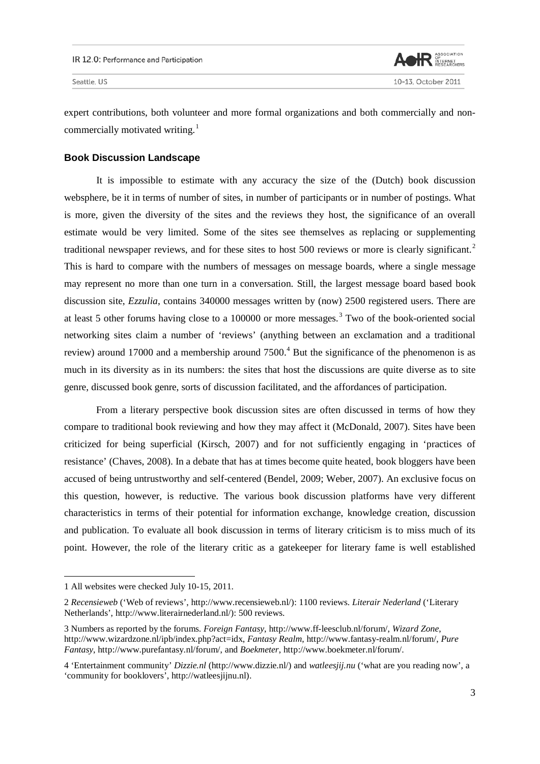expert contributions, both volunteer and more formal organizations and both commercially and non-commercially motivated writing.[1]

### Book Discussion Landscape

It is impossible to estimate with any accuracy the size of the (Dutch) book discussion websphere, be it in terms of number of sites, in number of participants or in number of postings. What is more, given the diversity of the sites and the reviews they host, the significance of an overall estimate would be very limited. Some of the sites see themselves as replacing or supplementing traditional newspaper reviews, and for these sites to host 500 reviews or more is clearly significant.[2] This is hard to compare with the numbers of messages on message boards, where a single message may represent no more than one turn in a conversation. Still, the largest message board based book discussion site, *Ezzulia*, contains 340000 messages written by (now) 2500 registered users. There are at least 5 other forums having close to a 100000 or more messages.[3] Two of the book-oriented social networking sites claim a number of 'reviews' (anything between an exclamation and a traditional review) around 17000 and a membership around 7500.[4] But the significance of the phenomenon is as much in its diversity as in its numbers: the sites that host the discussions are quite diverse as to site genre, discussed book genre, sorts of discussion facilitated, and the affordances of participation.

From a literary perspective book discussion sites are often discussed in terms of how they compare to traditional book reviewing and how they may affect it (McDonald, 2007). Sites have been criticized for being superficial (Kirsch, 2007) and for not sufficiently engaging in 'practices of resistance' (Chaves, 2008). In a debate that has at times become quite heated, book bloggers have been accused of being untrustworthy and self-centered (Bendel, 2009; Weber, 2007). An exclusive focus on this question, however, is reductive. The various book discussion platforms have very different characteristics in terms of their potential for information exchange, knowledge creation, discussion and publication. To evaluate all book discussion in terms of literary criticism is to miss much of its point. However, the role of the literary critic as a gatekeeper for literary fame is well established

---

1 All websites were checked July 10-15, 2011.

2 *Recensieweb* ('Web of reviews', http://www.recensieweb.nl/): 1100 reviews. *Literair Nederland* ('Literary Netherlands', http://www.literairnederland.nl/): 500 reviews.

3 Numbers as reported by the forums. *Foreign Fantasy*, http://www.ff-leesclub.nl/forum/, *Wizard Zone*, http://www.wizardzone.nl/ipb/index.php?act=idx, *Fantasy Realm*, http://www.fantasy-realm.nl/forum/, *Pure Fantasy*, http://www.purefantasy.nl/forum/, and *Boekmeter*, http://www.boekmeter.nl/forum/.

4 'Entertainment community' *Dizzie.nl* (http://www.dizzie.nl/) and *watleesjij.nu* ('what are you reading now', a 'community for booklovers', http://watleesjijnu.nl).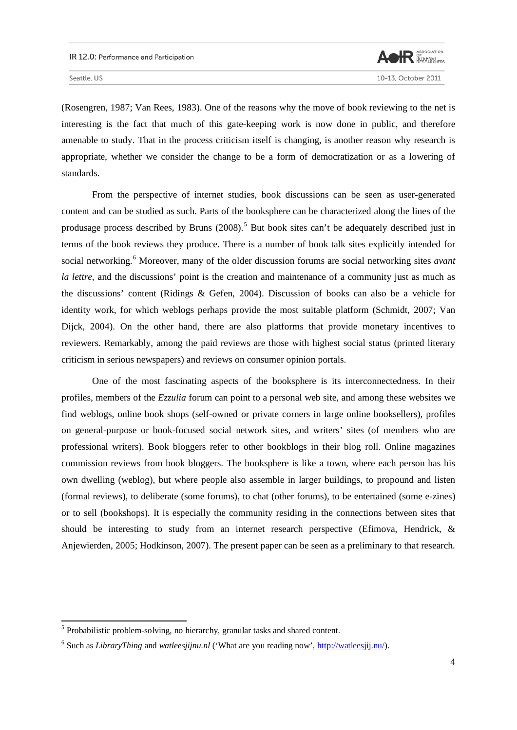(Rosengren, 1987; Van Rees, 1983). One of the reasons why the move of book reviewing to the net is interesting is the fact that much of this gate-keeping work is now done in public, and therefore amenable to study. That in the process criticism itself is changing, is another reason why research is appropriate, whether we consider the change to be a form of democratization or as a lowering of standards.

From the perspective of internet studies, book discussions can be seen as user-generated content and can be studied as such. Parts of the booksphere can be characterized along the lines of the produsage process described by Bruns (2008).[5] But book sites can't be adequately described just in terms of the book reviews they produce. There is a number of book talk sites explicitly intended for social networking.[6] Moreover, many of the older discussion forums are social networking sites *avant la lettre*, and the discussions' point is the creation and maintenance of a community just as much as the discussions' content (Ridings & Gefen, 2004). Discussion of books can also be a vehicle for identity work, for which weblogs perhaps provide the most suitable platform (Schmidt, 2007; Van Dijck, 2004). On the other hand, there are also platforms that provide monetary incentives to reviewers. Remarkably, among the paid reviews are those with highest social status (printed literary criticism in serious newspapers) and reviews on consumer opinion portals.

One of the most fascinating aspects of the booksphere is its interconnectedness. In their profiles, members of the *Ezzulia* forum can point to a personal web site, and among these websites we find weblogs, online book shops (self-owned or private corners in large online booksellers), profiles on general-purpose or book-focused social network sites, and writers' sites (of members who are professional writers). Book bloggers refer to other bookblogs in their blog roll. Online magazines commission reviews from book bloggers. The booksphere is like a town, where each person has his own dwelling (weblog), but where people also assemble in larger buildings, to propound and listen (formal reviews), to deliberate (some forums), to chat (other forums), to be entertained (some e-zines) or to sell (bookshops). It is especially the community residing in the connections between sites that should be interesting to study from an internet research perspective (Efimova, Hendrick, & Anjewierden, 2005; Hodkinson, 2007). The present paper can be seen as a preliminary to that research.

---

[5] Probabilistic problem-solving, no hierarchy, granular tasks and shared content.

[6] Such as *LibraryThing* and *watleesjijnu.nl* ('What are you reading now', http://watleesjij.nu/).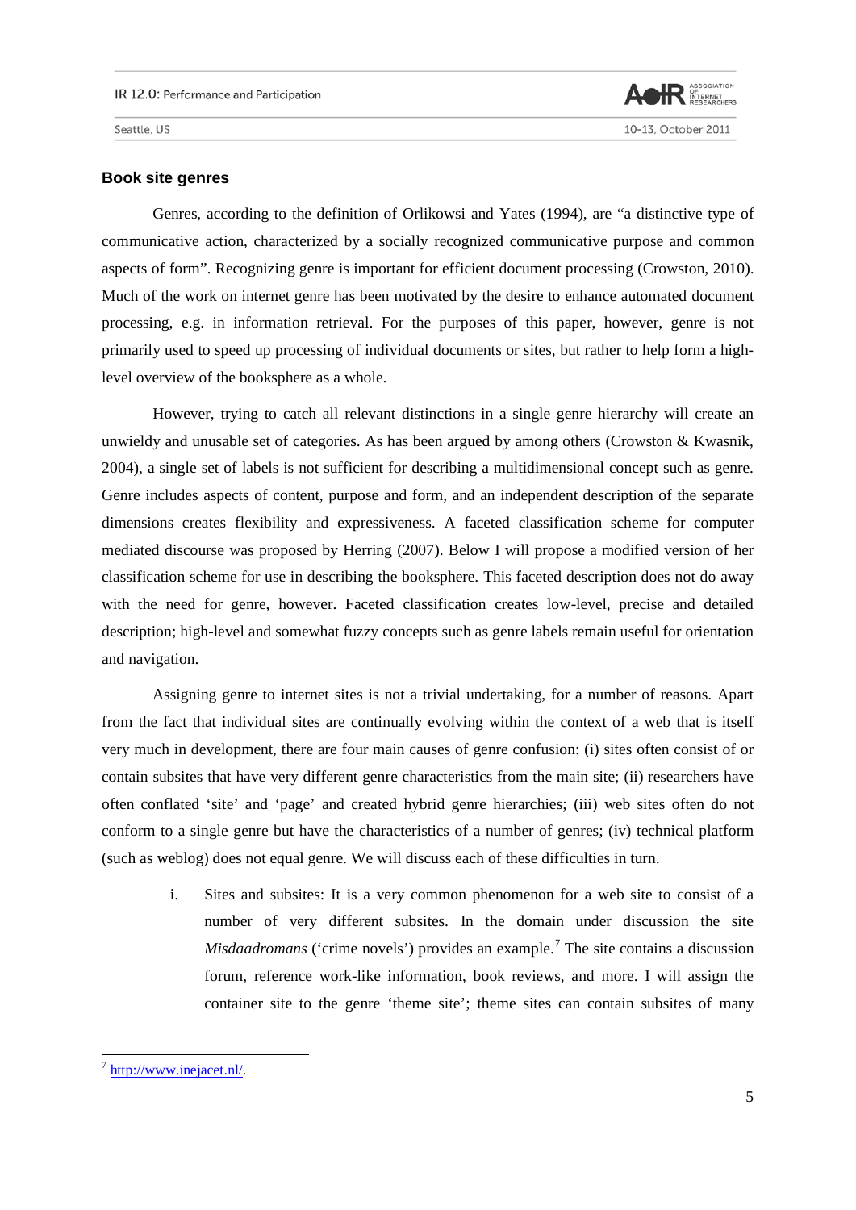## Book site genres

Genres, according to the definition of Orlikowsi and Yates (1994), are "a distinctive type of communicative action, characterized by a socially recognized communicative purpose and common aspects of form". Recognizing genre is important for efficient document processing (Crowston, 2010). Much of the work on internet genre has been motivated by the desire to enhance automated document processing, e.g. in information retrieval. For the purposes of this paper, however, genre is not primarily used to speed up processing of individual documents or sites, but rather to help form a high-level overview of the booksphere as a whole.

However, trying to catch all relevant distinctions in a single genre hierarchy will create an unwieldy and unusable set of categories. As has been argued by among others (Crowston & Kwasnik, 2004), a single set of labels is not sufficient for describing a multidimensional concept such as genre. Genre includes aspects of content, purpose and form, and an independent description of the separate dimensions creates flexibility and expressiveness. A faceted classification scheme for computer mediated discourse was proposed by Herring (2007). Below I will propose a modified version of her classification scheme for use in describing the booksphere. This faceted description does not do away with the need for genre, however. Faceted classification creates low-level, precise and detailed description; high-level and somewhat fuzzy concepts such as genre labels remain useful for orientation and navigation.

Assigning genre to internet sites is not a trivial undertaking, for a number of reasons. Apart from the fact that individual sites are continually evolving within the context of a web that is itself very much in development, there are four main causes of genre confusion: (i) sites often consist of or contain subsites that have very different genre characteristics from the main site; (ii) researchers have often conflated 'site' and 'page' and created hybrid genre hierarchies; (iii) web sites often do not conform to a single genre but have the characteristics of a number of genres; (iv) technical platform (such as weblog) does not equal genre. We will discuss each of these difficulties in turn.

i. Sites and subsites: It is a very common phenomenon for a web site to consist of a number of very different subsites. In the domain under discussion the site *Misdaadromans* ('crime novels') provides an example.[7] The site contains a discussion forum, reference work-like information, book reviews, and more. I will assign the container site to the genre 'theme site'; theme sites can contain subsites of many

[7] http://www.inejacet.nl/.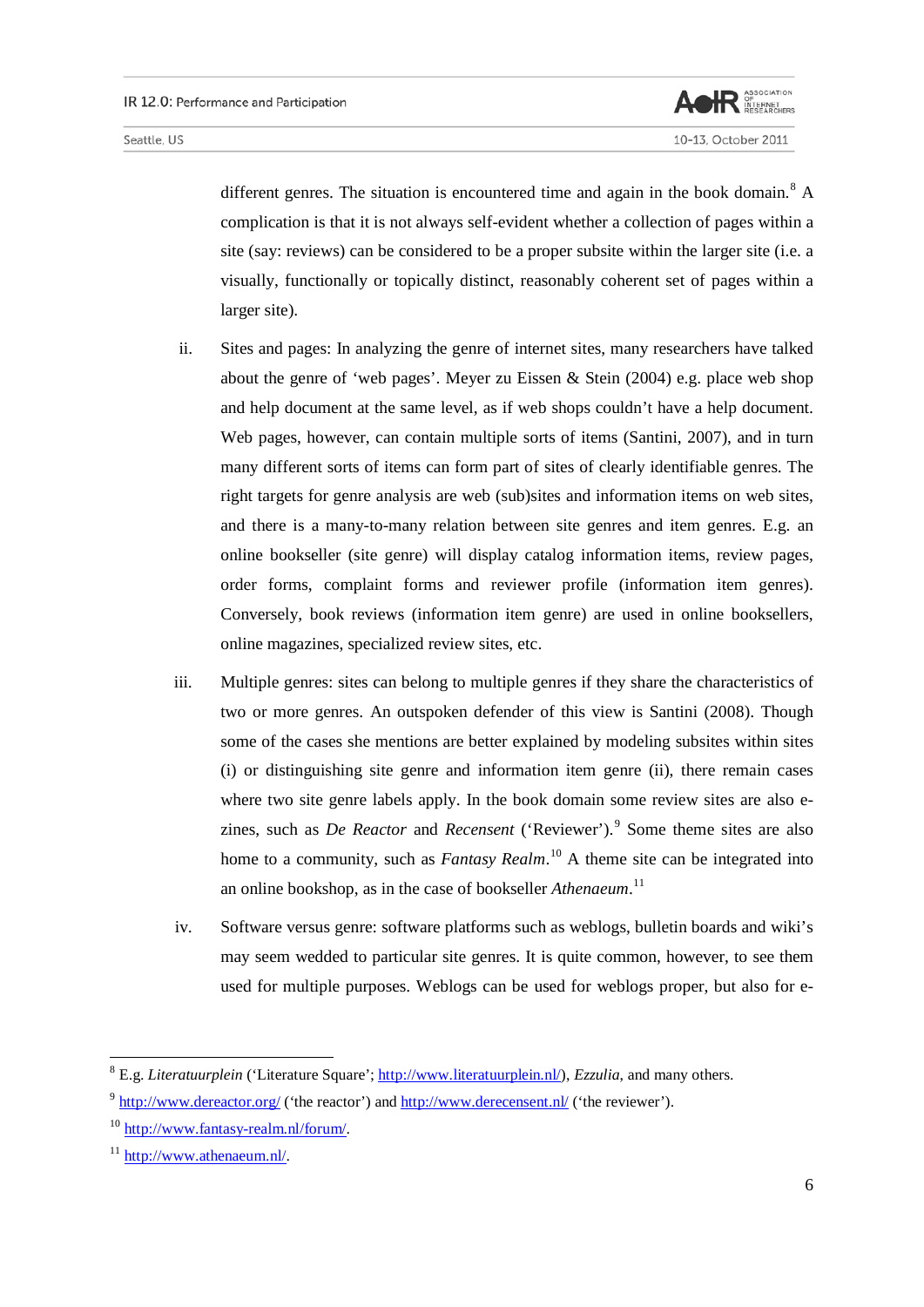different genres. The situation is encountered time and again in the book domain.[8] A complication is that it is not always self-evident whether a collection of pages within a site (say: reviews) can be considered to be a proper subsite within the larger site (i.e. a visually, functionally or topically distinct, reasonably coherent set of pages within a larger site).

ii. Sites and pages: In analyzing the genre of internet sites, many researchers have talked about the genre of 'web pages'. Meyer zu Eissen & Stein (2004) e.g. place web shop and help document at the same level, as if web shops couldn't have a help document. Web pages, however, can contain multiple sorts of items (Santini, 2007), and in turn many different sorts of items can form part of sites of clearly identifiable genres. The right targets for genre analysis are web (sub)sites and information items on web sites, and there is a many-to-many relation between site genres and item genres. E.g. an online bookseller (site genre) will display catalog information items, review pages, order forms, complaint forms and reviewer profile (information item genres). Conversely, book reviews (information item genre) are used in online booksellers, online magazines, specialized review sites, etc.

iii. Multiple genres: sites can belong to multiple genres if they share the characteristics of two or more genres. An outspoken defender of this view is Santini (2008). Though some of the cases she mentions are better explained by modeling subsites within sites (i) or distinguishing site genre and information item genre (ii), there remain cases where two site genre labels apply. In the book domain some review sites are also e-zines, such as *De Reactor* and *Recensent* ('Reviewer').[9] Some theme sites are also home to a community, such as *Fantasy Realm*.[10] A theme site can be integrated into an online bookshop, as in the case of bookseller *Athenaeum*.[11]

iv. Software versus genre: software platforms such as weblogs, bulletin boards and wiki's may seem wedded to particular site genres. It is quite common, however, to see them used for multiple purposes. Weblogs can be used for weblogs proper, but also for e-

---

[8] E.g. *Literatuurplein* ('Literature Square'; http://www.literatuurplein.nl/), *Ezzulia*, and many others.

[9] http://www.dereactor.org/ ('the reactor') and http://www.derecensent.nl/ ('the reviewer').

[10] http://www.fantasy-realm.nl/forum/.

[11] http://www.athenaeum.nl/.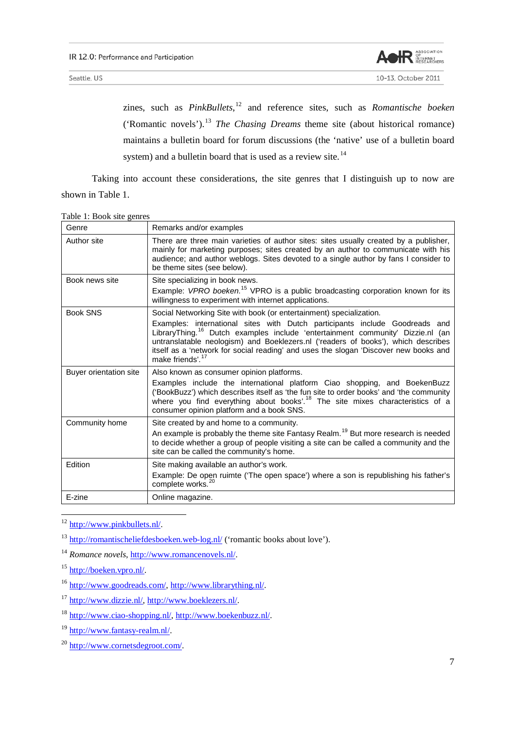zines, such as *PinkBullets*,[12] and reference sites, such as *Romantische boeken* ('Romantic novels').[13] *The Chasing Dreams* theme site (about historical romance) maintains a bulletin board for forum discussions (the 'native' use of a bulletin board system) and a bulletin board that is used as a review site.[14]

Taking into account these considerations, the site genres that I distinguish up to now are shown in Table 1.

Table 1: Book site genres

| Genre | Remarks and/or examples |
| --- | --- |
| Author site | There are three main varieties of author sites: sites usually created by a publisher, mainly for marketing purposes; sites created by an author to communicate with his audience; and author weblogs. Sites devoted to a single author by fans I consider to be theme sites (see below). |
| Book news site | Site specializing in book news. Example: *VPRO boeken*.[15] VPRO is a public broadcasting corporation known for its willingness to experiment with internet applications. |
| Book SNS | Social Networking Site with book (or entertainment) specialization. Examples: international sites with Dutch participants include Goodreads and LibraryThing.[16] Dutch examples include 'entertainment community' Dizzie.nl (an untranslatable neologism) and Boeklezers.nl ('readers of books'), which describes itself as a 'network for social reading' and uses the slogan 'Discover new books and make friends'.[17] |
| Buyer orientation site | Also known as consumer opinion platforms. Examples include the international platform Ciao shopping, and BoekenBuzz ('BookBuzz') which describes itself as 'the fun site to order books' and 'the community where you find everything about books'.[18] The site mixes characteristics of a consumer opinion platform and a book SNS. |
| Community home | Site created by and home to a community. An example is probably the theme site Fantasy Realm.[19] But more research is needed to decide whether a group of people visiting a site can be called a community and the site can be called the community's home. |
| Edition | Site making available an author's work. Example: De open ruimte ('The open space') where a son is republishing his father's complete works.[20] |
| E-zine | Online magazine. |

[12] http://www.pinkbullets.nl/.

[13] http://romantischeliefdesboeken.web-log.nl/ ('romantic books about love').

[14] *Romance novels*, http://www.romancenovels.nl/.

[15] http://boeken.vpro.nl/.

[16] http://www.goodreads.com/, http://www.librarything.nl/.

[17] http://www.dizzie.nl/, http://www.boeklezers.nl/.

[18] http://www.ciao-shopping.nl/, http://www.boekenbuzz.nl/.

[19] http://www.fantasy-realm.nl/.

[20] http://www.cornetsdegroot.com/.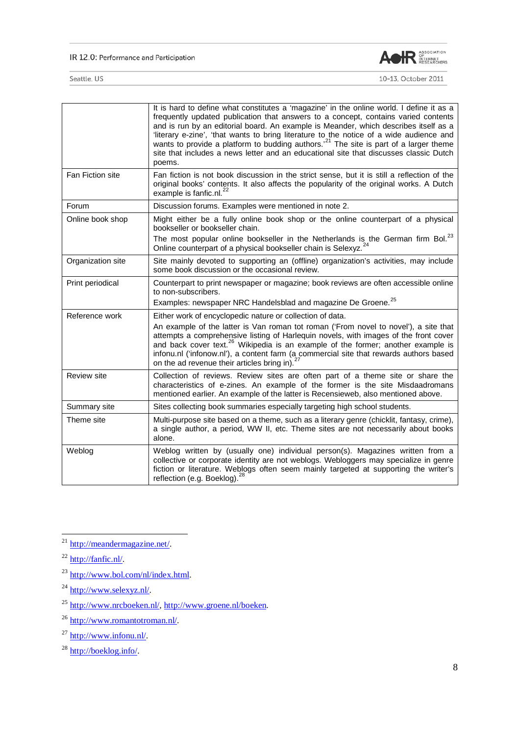| | |
|---|---|
| | It is hard to define what constitutes a 'magazine' in the online world. I define it as a frequently updated publication that answers to a concept, contains varied contents and is run by an editorial board. An example is Meander, which describes itself as a 'literary e-zine', 'that wants to bring literature to the notice of a wide audience and wants to provide a platform to budding authors.'[21] The site is part of a larger theme site that includes a news letter and an educational site that discusses classic Dutch poems. |
| Fan Fiction site | Fan fiction is not book discussion in the strict sense, but it is still a reflection of the original books' contents. It also affects the popularity of the original works. A Dutch example is fanfic.nl.[22] |
| Forum | Discussion forums. Examples were mentioned in note 2. |
| Online book shop | Might either be a fully online book shop or the online counterpart of a physical bookseller or bookseller chain.<br>The most popular online bookseller in the Netherlands is the German firm Bol.[23] Online counterpart of a physical bookseller chain is Selexyz.[24] |
| Organization site | Site mainly devoted to supporting an (offline) organization's activities, may include some book discussion or the occasional review. |
| Print periodical | Counterpart to print newspaper or magazine; book reviews are often accessible online to non-subscribers.<br>Examples: newspaper NRC Handelsblad and magazine De Groene.[25] |
| Reference work | Either work of encyclopedic nature or collection of data.<br>An example of the latter is Van roman tot roman ('From novel to novel'), a site that attempts a comprehensive listing of Harlequin novels, with images of the front cover and back cover text.[26] Wikipedia is an example of the former; another example is infonu.nl ('infonow.nl'), a content farm (a commercial site that rewards authors based on the ad revenue their articles bring in).[27] |
| Review site | Collection of reviews. Review sites are often part of a theme site or share the characteristics of e-zines. An example of the former is the site Misdaadromans mentioned earlier. An example of the latter is Recensieweb, also mentioned above. |
| Summary site | Sites collecting book summaries especially targeting high school students. |
| Theme site | Multi-purpose site based on a theme, such as a literary genre (chicklit, fantasy, crime), a single author, a period, WW II, etc. Theme sites are not necessarily about books alone. |
| Weblog | Weblog written by (usually one) individual person(s). Magazines written from a collective or corporate identity are not weblogs. Webloggers may specialize in genre fiction or literature. Weblogs often seem mainly targeted at supporting the writer's reflection (e.g. Boeklog).[28] |

---

[21] http://meandermagazine.net/.

[22] http://fanfic.nl/.

[23] http://www.bol.com/nl/index.html.

[24] http://www.selexyz.nl/.

[25] http://www.nrcboeken.nl/, http://www.groene.nl/boeken.

[26] http://www.romantotroman.nl/.

[27] http://www.infonu.nl/.

[28] http://boeklog.info/.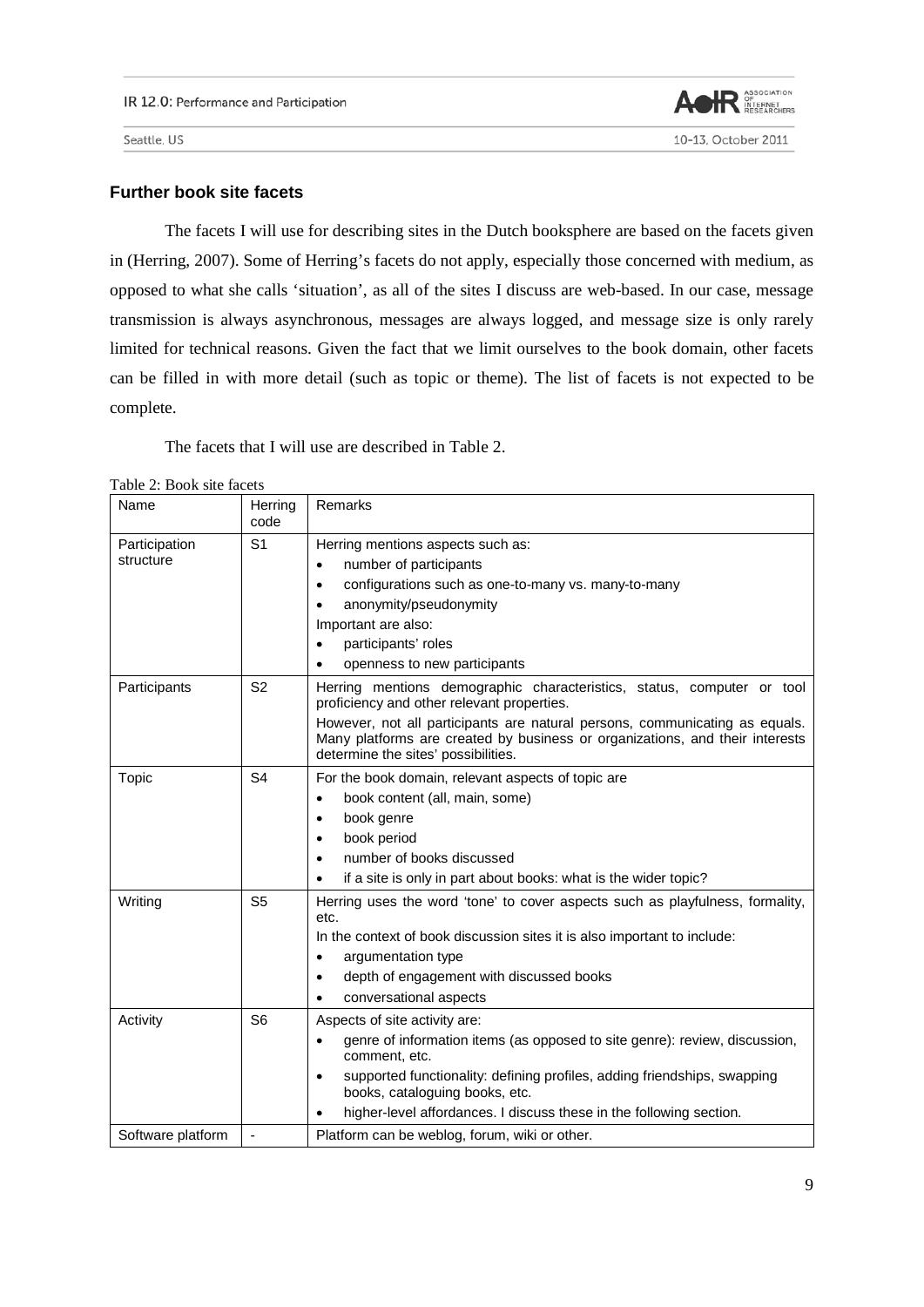### Further book site facets

The facets I will use for describing sites in the Dutch booksphere are based on the facets given in (Herring, 2007). Some of Herring's facets do not apply, especially those concerned with medium, as opposed to what she calls 'situation', as all of the sites I discuss are web-based. In our case, message transmission is always asynchronous, messages are always logged, and message size is only rarely limited for technical reasons. Given the fact that we limit ourselves to the book domain, other facets can be filled in with more detail (such as topic or theme). The list of facets is not expected to be complete.

The facets that I will use are described in Table 2.

Table 2: Book site facets

| Name | Herring code | Remarks |
|---|---|---|
| Participation structure | S1 | Herring mentions aspects such as:<br>• number of participants<br>• configurations such as one-to-many vs. many-to-many<br>• anonymity/pseudonymity<br>Important are also:<br>• participants' roles<br>• openness to new participants |
| Participants | S2 | Herring mentions demographic characteristics, status, computer or tool proficiency and other relevant properties.<br>However, not all participants are natural persons, communicating as equals. Many platforms are created by business or organizations, and their interests determine the sites' possibilities. |
| Topic | S4 | For the book domain, relevant aspects of topic are<br>• book content (all, main, some)<br>• book genre<br>• book period<br>• number of books discussed<br>• if a site is only in part about books: what is the wider topic? |
| Writing | S5 | Herring uses the word 'tone' to cover aspects such as playfulness, formality, etc.<br>In the context of book discussion sites it is also important to include:<br>• argumentation type<br>• depth of engagement with discussed books<br>• conversational aspects |
| Activity | S6 | Aspects of site activity are:<br>• genre of information items (as opposed to site genre): review, discussion, comment, etc.<br>• supported functionality: defining profiles, adding friendships, swapping books, cataloguing books, etc.<br>• higher-level affordances. I discuss these in the following section. |
| Software platform | - | Platform can be weblog, forum, wiki or other. |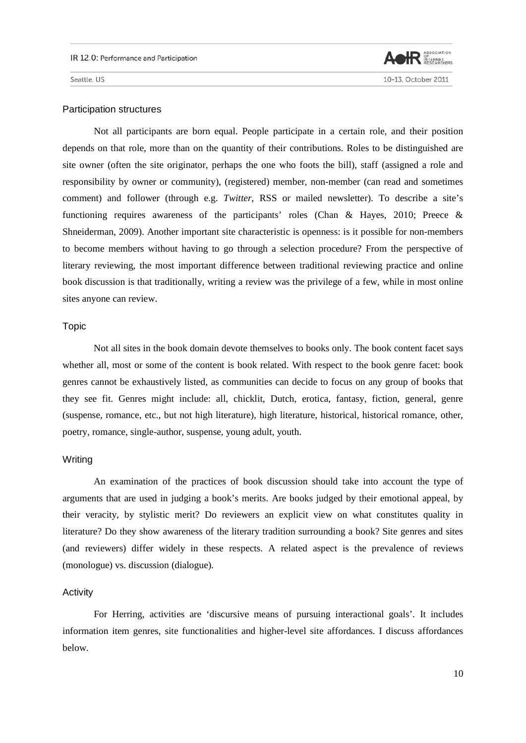### Participation structures

Not all participants are born equal. People participate in a certain role, and their position depends on that role, more than on the quantity of their contributions. Roles to be distinguished are site owner (often the site originator, perhaps the one who foots the bill), staff (assigned a role and responsibility by owner or community), (registered) member, non-member (can read and sometimes comment) and follower (through e.g. *Twitter*, RSS or mailed newsletter). To describe a site's functioning requires awareness of the participants' roles (Chan & Hayes, 2010; Preece & Shneiderman, 2009). Another important site characteristic is openness: is it possible for non-members to become members without having to go through a selection procedure? From the perspective of literary reviewing, the most important difference between traditional reviewing practice and online book discussion is that traditionally, writing a review was the privilege of a few, while in most online sites anyone can review.

### Topic

Not all sites in the book domain devote themselves to books only. The book content facet says whether all, most or some of the content is book related. With respect to the book genre facet: book genres cannot be exhaustively listed, as communities can decide to focus on any group of books that they see fit. Genres might include: all, chicklit, Dutch, erotica, fantasy, fiction, general, genre (suspense, romance, etc., but not high literature), high literature, historical, historical romance, other, poetry, romance, single-author, suspense, young adult, youth.

### Writing

An examination of the practices of book discussion should take into account the type of arguments that are used in judging a book's merits. Are books judged by their emotional appeal, by their veracity, by stylistic merit? Do reviewers an explicit view on what constitutes quality in literature? Do they show awareness of the literary tradition surrounding a book? Site genres and sites (and reviewers) differ widely in these respects. A related aspect is the prevalence of reviews (monologue) vs. discussion (dialogue).

### Activity

For Herring, activities are 'discursive means of pursuing interactional goals'. It includes information item genres, site functionalities and higher-level site affordances. I discuss affordances below.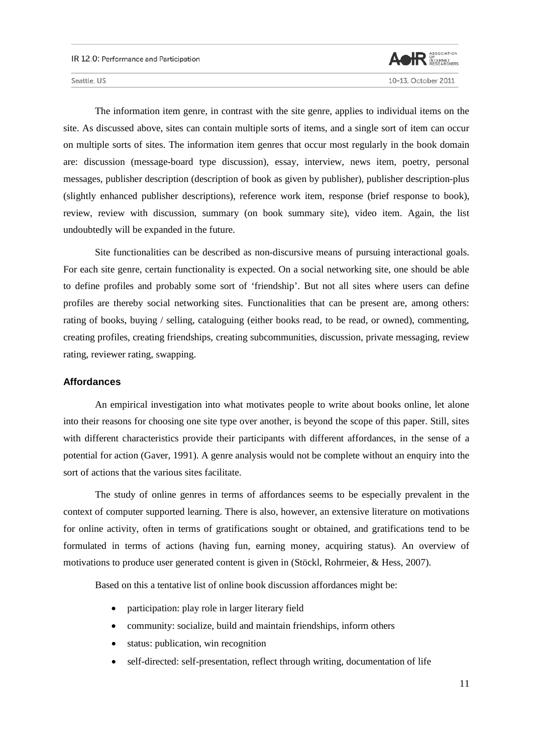The information item genre, in contrast with the site genre, applies to individual items on the site. As discussed above, sites can contain multiple sorts of items, and a single sort of item can occur on multiple sorts of sites. The information item genres that occur most regularly in the book domain are: discussion (message-board type discussion), essay, interview, news item, poetry, personal messages, publisher description (description of book as given by publisher), publisher description-plus (slightly enhanced publisher descriptions), reference work item, response (brief response to book), review, review with discussion, summary (on book summary site), video item. Again, the list undoubtedly will be expanded in the future.

Site functionalities can be described as non-discursive means of pursuing interactional goals. For each site genre, certain functionality is expected. On a social networking site, one should be able to define profiles and probably some sort of 'friendship'. But not all sites where users can define profiles are thereby social networking sites. Functionalities that can be present are, among others: rating of books, buying / selling, cataloguing (either books read, to be read, or owned), commenting, creating profiles, creating friendships, creating subcommunities, discussion, private messaging, review rating, reviewer rating, swapping.

### Affordances

An empirical investigation into what motivates people to write about books online, let alone into their reasons for choosing one site type over another, is beyond the scope of this paper. Still, sites with different characteristics provide their participants with different affordances, in the sense of a potential for action (Gaver, 1991). A genre analysis would not be complete without an enquiry into the sort of actions that the various sites facilitate.

The study of online genres in terms of affordances seems to be especially prevalent in the context of computer supported learning. There is also, however, an extensive literature on motivations for online activity, often in terms of gratifications sought or obtained, and gratifications tend to be formulated in terms of actions (having fun, earning money, acquiring status). An overview of motivations to produce user generated content is given in (Stöckl, Rohrmeier, & Hess, 2007).

Based on this a tentative list of online book discussion affordances might be:

- participation: play role in larger literary field
- community: socialize, build and maintain friendships, inform others
- status: publication, win recognition
- self-directed: self-presentation, reflect through writing, documentation of life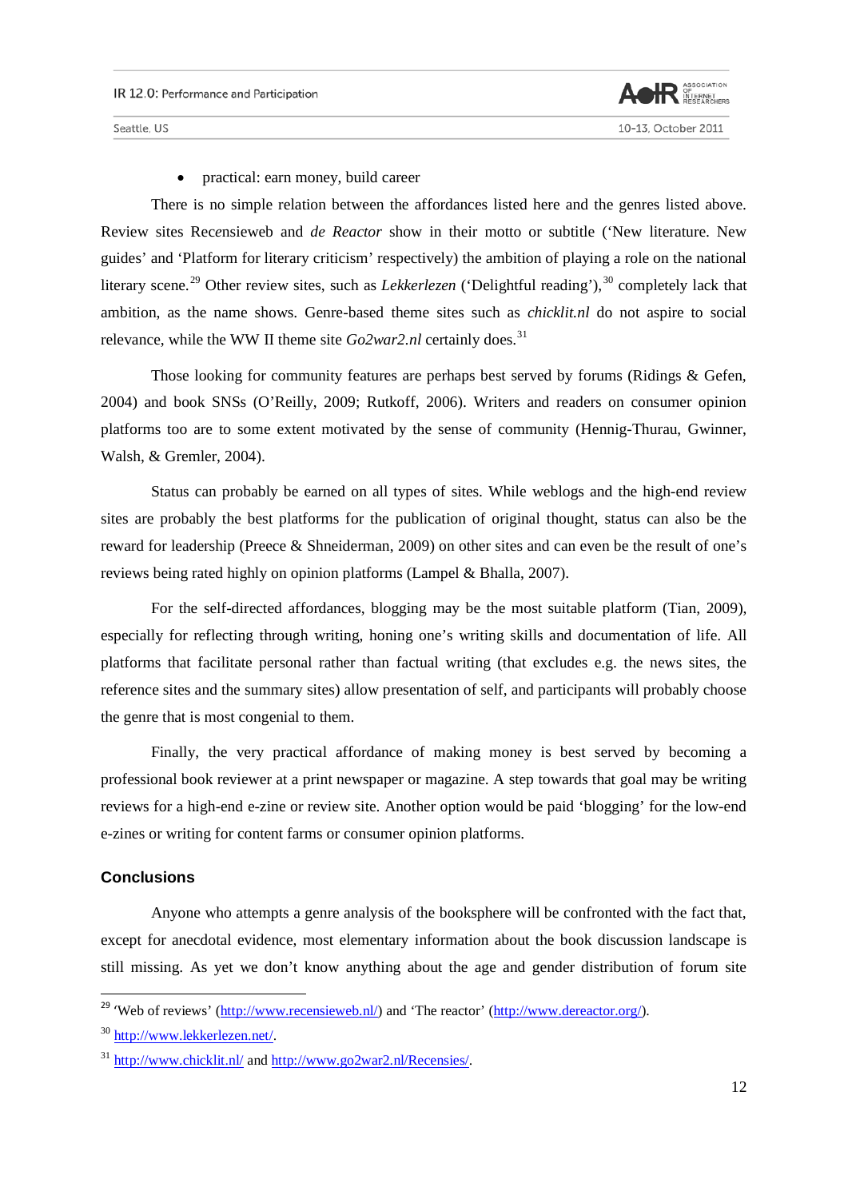- practical: earn money, build career

There is no simple relation between the affordances listed here and the genres listed above. Review sites Recensieweb and *de Reactor* show in their motto or subtitle ('New literature. New guides' and 'Platform for literary criticism' respectively) the ambition of playing a role on the national literary scene.[29] Other review sites, such as *Lekkerlezen* ('Delightful reading'),[30] completely lack that ambition, as the name shows. Genre-based theme sites such as *chicklit.nl* do not aspire to social relevance, while the WW II theme site *Go2war2.nl* certainly does.[31]

Those looking for community features are perhaps best served by forums (Ridings & Gefen, 2004) and book SNSs (O'Reilly, 2009; Rutkoff, 2006). Writers and readers on consumer opinion platforms too are to some extent motivated by the sense of community (Hennig-Thurau, Gwinner, Walsh, & Gremler, 2004).

Status can probably be earned on all types of sites. While weblogs and the high-end review sites are probably the best platforms for the publication of original thought, status can also be the reward for leadership (Preece & Shneiderman, 2009) on other sites and can even be the result of one's reviews being rated highly on opinion platforms (Lampel & Bhalla, 2007).

For the self-directed affordances, blogging may be the most suitable platform (Tian, 2009), especially for reflecting through writing, honing one's writing skills and documentation of life. All platforms that facilitate personal rather than factual writing (that excludes e.g. the news sites, the reference sites and the summary sites) allow presentation of self, and participants will probably choose the genre that is most congenial to them.

Finally, the very practical affordance of making money is best served by becoming a professional book reviewer at a print newspaper or magazine. A step towards that goal may be writing reviews for a high-end e-zine or review site. Another option would be paid 'blogging' for the low-end e-zines or writing for content farms or consumer opinion platforms.

## Conclusions

Anyone who attempts a genre analysis of the booksphere will be confronted with the fact that, except for anecdotal evidence, most elementary information about the book discussion landscape is still missing. As yet we don't know anything about the age and gender distribution of forum site

---

[29] 'Web of reviews' (http://www.recensieweb.nl/) and 'The reactor' (http://www.dereactor.org/).

[30] http://www.lekkerlezen.net/.

[31] http://www.chicklit.nl/ and http://www.go2war2.nl/Recensies/.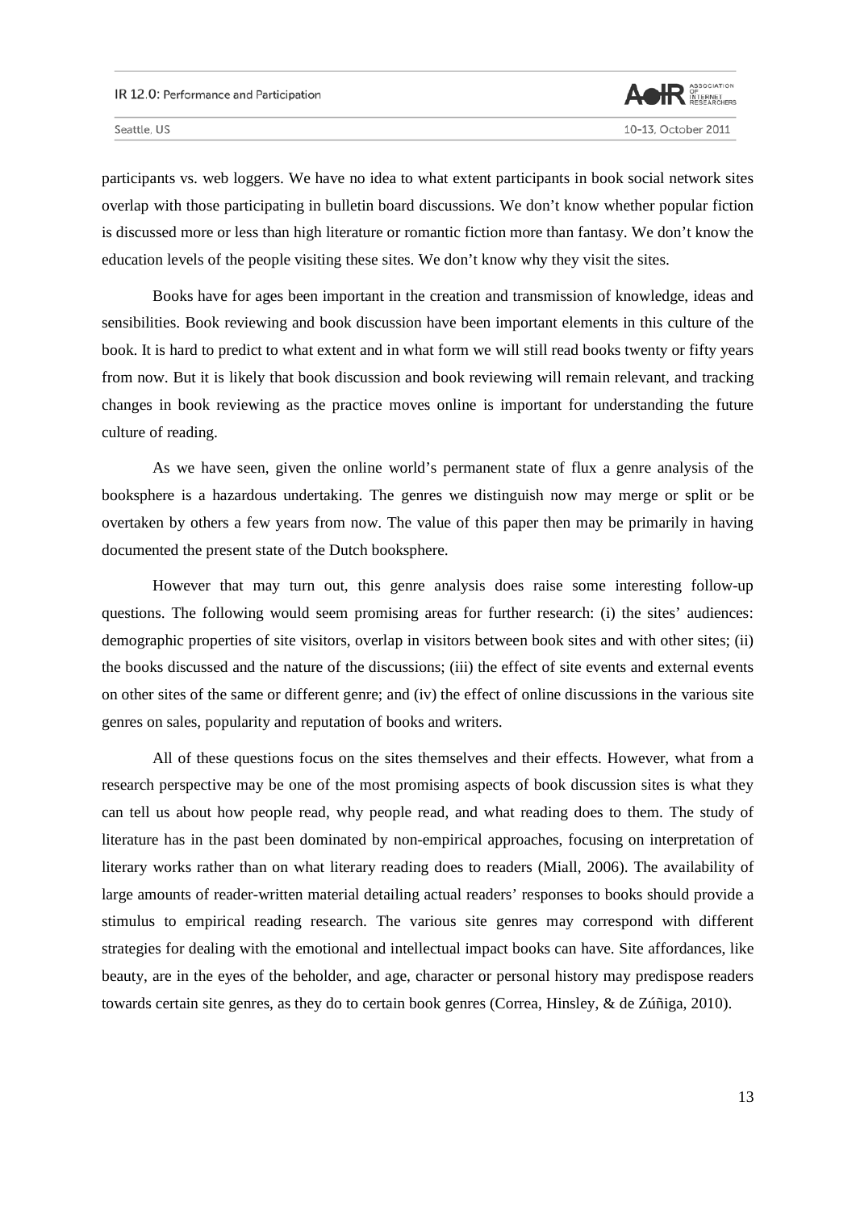participants vs. web loggers. We have no idea to what extent participants in book social network sites overlap with those participating in bulletin board discussions. We don't know whether popular fiction is discussed more or less than high literature or romantic fiction more than fantasy. We don't know the education levels of the people visiting these sites. We don't know why they visit the sites.

Books have for ages been important in the creation and transmission of knowledge, ideas and sensibilities. Book reviewing and book discussion have been important elements in this culture of the book. It is hard to predict to what extent and in what form we will still read books twenty or fifty years from now. But it is likely that book discussion and book reviewing will remain relevant, and tracking changes in book reviewing as the practice moves online is important for understanding the future culture of reading.

As we have seen, given the online world's permanent state of flux a genre analysis of the booksphere is a hazardous undertaking. The genres we distinguish now may merge or split or be overtaken by others a few years from now. The value of this paper then may be primarily in having documented the present state of the Dutch booksphere.

However that may turn out, this genre analysis does raise some interesting follow-up questions. The following would seem promising areas for further research: (i) the sites' audiences: demographic properties of site visitors, overlap in visitors between book sites and with other sites; (ii) the books discussed and the nature of the discussions; (iii) the effect of site events and external events on other sites of the same or different genre; and (iv) the effect of online discussions in the various site genres on sales, popularity and reputation of books and writers.

All of these questions focus on the sites themselves and their effects. However, what from a research perspective may be one of the most promising aspects of book discussion sites is what they can tell us about how people read, why people read, and what reading does to them. The study of literature has in the past been dominated by non-empirical approaches, focusing on interpretation of literary works rather than on what literary reading does to readers (Miall, 2006). The availability of large amounts of reader-written material detailing actual readers' responses to books should provide a stimulus to empirical reading research. The various site genres may correspond with different strategies for dealing with the emotional and intellectual impact books can have. Site affordances, like beauty, are in the eyes of the beholder, and age, character or personal history may predispose readers towards certain site genres, as they do to certain book genres (Correa, Hinsley, & de Zúñiga, 2010).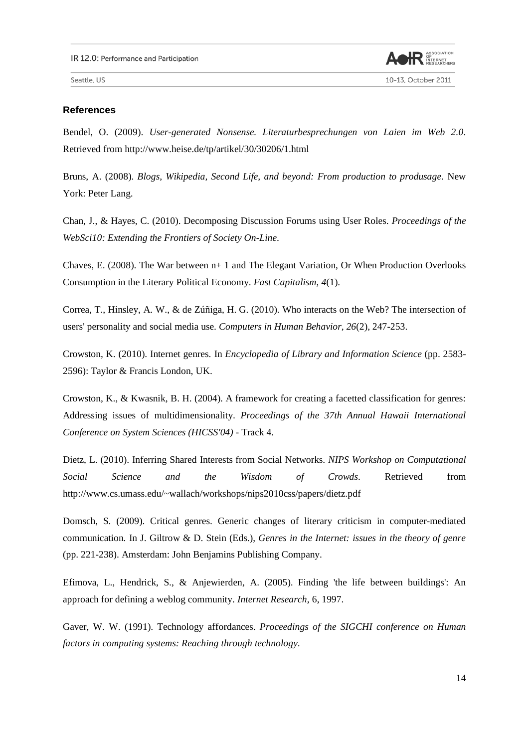### References

Bendel, O. (2009). *User-generated Nonsense. Literaturbesprechungen von Laien im Web 2.0*. Retrieved from http://www.heise.de/tp/artikel/30/30206/1.html

Bruns, A. (2008). *Blogs, Wikipedia, Second Life, and beyond: From production to produsage*. New York: Peter Lang.

Chan, J., & Hayes, C. (2010). Decomposing Discussion Forums using User Roles. *Proceedings of the WebSci10: Extending the Frontiers of Society On-Line*.

Chaves, E. (2008). The War between n+ 1 and The Elegant Variation, Or When Production Overlooks Consumption in the Literary Political Economy. *Fast Capitalism, 4*(1).

Correa, T., Hinsley, A. W., & de Zúñiga, H. G. (2010). Who interacts on the Web? The intersection of users' personality and social media use. *Computers in Human Behavior, 26*(2), 247-253.

Crowston, K. (2010). Internet genres. In *Encyclopedia of Library and Information Science* (pp. 2583-2596): Taylor & Francis London, UK.

Crowston, K., & Kwasnik, B. H. (2004). A framework for creating a facetted classification for genres: Addressing issues of multidimensionality. *Proceedings of the 37th Annual Hawaii International Conference on System Sciences (HICSS'04)* - Track 4.

Dietz, L. (2010). Inferring Shared Interests from Social Networks. *NIPS Workshop on Computational Social Science and the Wisdom of Crowds*. Retrieved from http://www.cs.umass.edu/~wallach/workshops/nips2010css/papers/dietz.pdf

Domsch, S. (2009). Critical genres. Generic changes of literary criticism in computer-mediated communication. In J. Giltrow & D. Stein (Eds.), *Genres in the Internet: issues in the theory of genre* (pp. 221-238). Amsterdam: John Benjamins Publishing Company.

Efimova, L., Hendrick, S., & Anjewierden, A. (2005). Finding 'the life between buildings': An approach for defining a weblog community. *Internet Research*, 6, 1997.

Gaver, W. W. (1991). Technology affordances. *Proceedings of the SIGCHI conference on Human factors in computing systems: Reaching through technology*.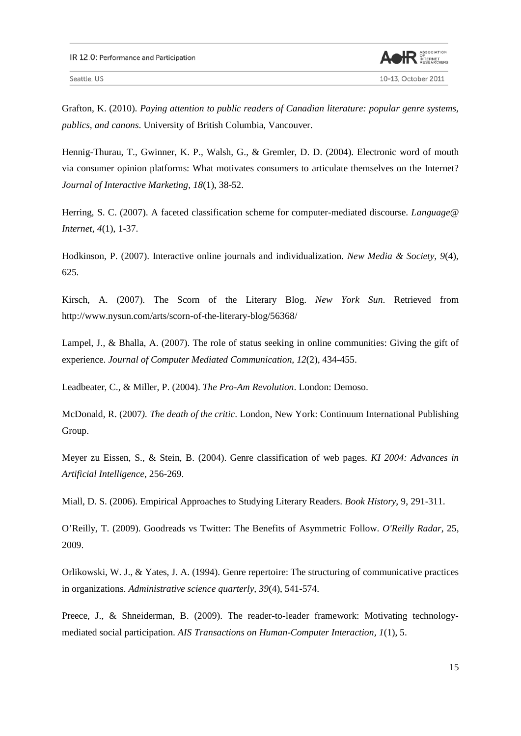Grafton, K. (2010). *Paying attention to public readers of Canadian literature: popular genre systems, publics, and canons*. University of British Columbia, Vancouver.

Hennig-Thurau, T., Gwinner, K. P., Walsh, G., & Gremler, D. D. (2004). Electronic word of mouth via consumer opinion platforms: What motivates consumers to articulate themselves on the Internet? *Journal of Interactive Marketing, 18*(1), 38-52.

Herring, S. C. (2007). A faceted classification scheme for computer-mediated discourse. *Language@ Internet, 4*(1), 1-37.

Hodkinson, P. (2007). Interactive online journals and individualization. *New Media & Society, 9*(4), 625.

Kirsch, A. (2007). The Scorn of the Literary Blog. *New York Sun*. Retrieved from http://www.nysun.com/arts/scorn-of-the-literary-blog/56368/

Lampel, J., & Bhalla, A. (2007). The role of status seeking in online communities: Giving the gift of experience. *Journal of Computer Mediated Communication, 12*(2), 434-455.

Leadbeater, C., & Miller, P. (2004). *The Pro-Am Revolution*. London: Demoso.

McDonald, R. (2007). *The death of the critic*. London, New York: Continuum International Publishing Group.

Meyer zu Eissen, S., & Stein, B. (2004). Genre classification of web pages. *KI 2004: Advances in Artificial Intelligence*, 256-269.

Miall, D. S. (2006). Empirical Approaches to Studying Literary Readers. *Book History*, 9, 291-311.

O'Reilly, T. (2009). Goodreads vs Twitter: The Benefits of Asymmetric Follow. *O'Reilly Radar*, 25, 2009.

Orlikowski, W. J., & Yates, J. A. (1994). Genre repertoire: The structuring of communicative practices in organizations. *Administrative science quarterly, 39*(4), 541-574.

Preece, J., & Shneiderman, B. (2009). The reader-to-leader framework: Motivating technology-mediated social participation. *AIS Transactions on Human-Computer Interaction, 1*(1), 5.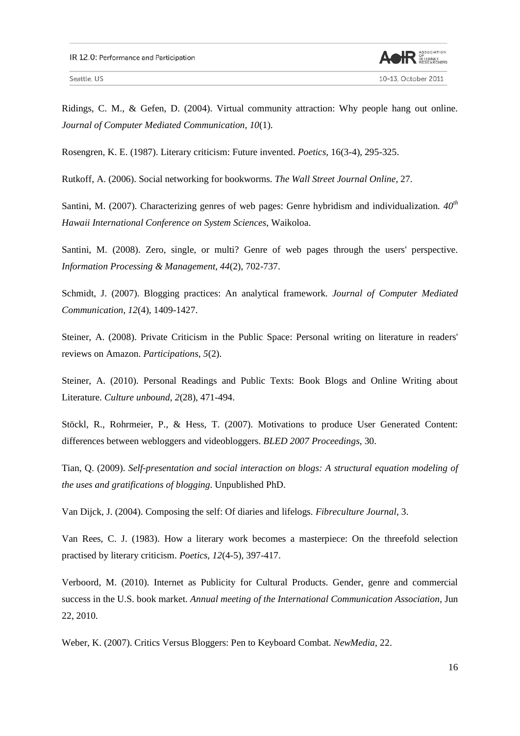Ridings, C. M., & Gefen, D. (2004). Virtual community attraction: Why people hang out online. *Journal of Computer Mediated Communication, 10*(1).

Rosengren, K. E. (1987). Literary criticism: Future invented. *Poetics*, 16(3-4), 295-325.

Rutkoff, A. (2006). Social networking for bookworms. *The Wall Street Journal Online*, 27.

Santini, M. (2007). Characterizing genres of web pages: Genre hybridism and individualization. *40th Hawaii International Conference on System Sciences*, Waikoloa.

Santini, M. (2008). Zero, single, or multi? Genre of web pages through the users' perspective. *Information Processing & Management, 44*(2), 702-737.

Schmidt, J. (2007). Blogging practices: An analytical framework. *Journal of Computer Mediated Communication, 12*(4), 1409-1427.

Steiner, A. (2008). Private Criticism in the Public Space: Personal writing on literature in readers' reviews on Amazon. *Participations*, *5*(2).

Steiner, A. (2010). Personal Readings and Public Texts: Book Blogs and Online Writing about Literature. *Culture unbound*, *2*(28), 471-494.

Stöckl, R., Rohrmeier, P., & Hess, T. (2007). Motivations to produce User Generated Content: differences between webloggers and videobloggers. *BLED 2007 Proceedings*, 30.

Tian, Q. (2009). *Self-presentation and social interaction on blogs: A structural equation modeling of the uses and gratifications of blogging*. Unpublished PhD.

Van Dijck, J. (2004). Composing the self: Of diaries and lifelogs. *Fibreculture Journal*, 3.

Van Rees, C. J. (1983). How a literary work becomes a masterpiece: On the threefold selection practised by literary criticism. *Poetics*, *12*(4-5), 397-417.

Verboord, M. (2010). Internet as Publicity for Cultural Products. Gender, genre and commercial success in the U.S. book market. *Annual meeting of the International Communication Association*, Jun 22, 2010.

Weber, K. (2007). Critics Versus Bloggers: Pen to Keyboard Combat. *NewMedia*, 22.